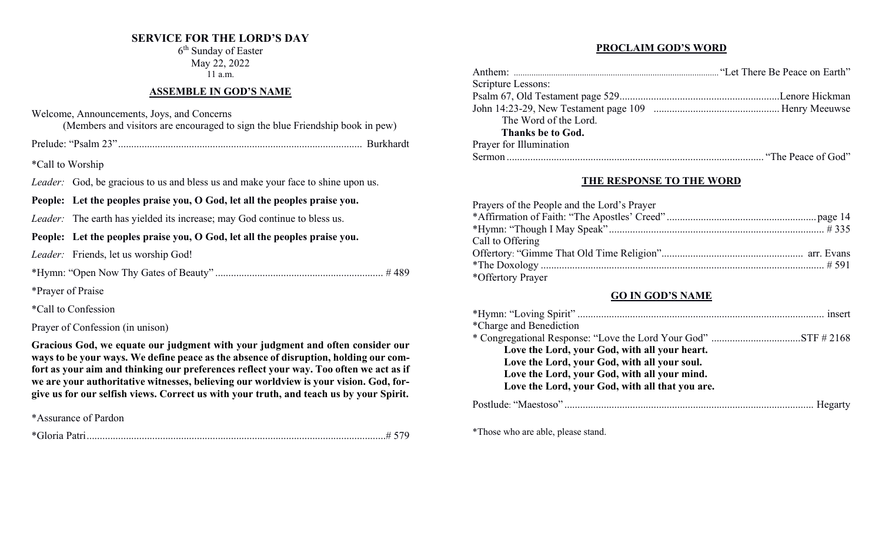# SERVICE FOR THE LORD'S DAY

6th Sunday of Easter
May 22, 2022
11 a.m.

## ASSEMBLE IN GOD'S NAME

Welcome, Announcements, Joys, and Concerns
(Members and visitors are encouraged to sign the blue Friendship book in pew)

Prelude: "Psalm 23" .......... Burkhardt

*Call to Worship

*Leader:* God, be gracious to us and bless us and make your face to shine upon us.

**People: Let the peoples praise you, O God, let all the peoples praise you.**

*Leader:* The earth has yielded its increase; may God continue to bless us.

**People: Let the peoples praise you, O God, let all the peoples praise you.**

*Leader:* Friends, let us worship God!

*Hymn: "Open Now Thy Gates of Beauty" .......... # 489

*Prayer of Praise

*Call to Confession

Prayer of Confession (in unison)

**Gracious God, we equate our judgment with your judgment and often consider our ways to be your ways. We define peace as the absence of disruption, holding our comfort as your aim and thinking our preferences reflect your way. Too often we act as if we are your authoritative witnesses, believing our worldview is your vision. God, forgive us for our selfish views. Correct us with your truth, and teach us by your Spirit.**

*Assurance of Pardon

*Gloria Patri .......... # 579

## PROCLAIM GOD'S WORD

Anthem: .......... "Let There Be Peace on Earth"

Scripture Lessons:

Psalm 67, Old Testament page 529 .......... Lenore Hickman

John 14:23-29, New Testament page 109 .......... Henry Meeuwse

The Word of the Lord.

**Thanks be to God.**

Prayer for Illumination

Sermon .......... "The Peace of God"

## THE RESPONSE TO THE WORD

Prayers of the People and the Lord's Prayer

*Affirmation of Faith: "The Apostles' Creed" .......... page 14

*Hymn: "Though I May Speak" .......... # 335

Call to Offering

Offertory: "Gimme That Old Time Religion" .......... arr. Evans

*The Doxology .......... # 591

*Offertory Prayer

## GO IN GOD'S NAME

*Hymn: "Loving Spirit" .......... insert

*Charge and Benediction

* Congregational Response: "Love the Lord Your God" .......... STF # 2168

**Love the Lord, your God, with all your heart.**
**Love the Lord, your God, with all your soul.**
**Love the Lord, your God, with all your mind.**
**Love the Lord, your God, with all that you are.**

Postlude: "Maestoso" .......... Hegarty

*Those who are able, please stand.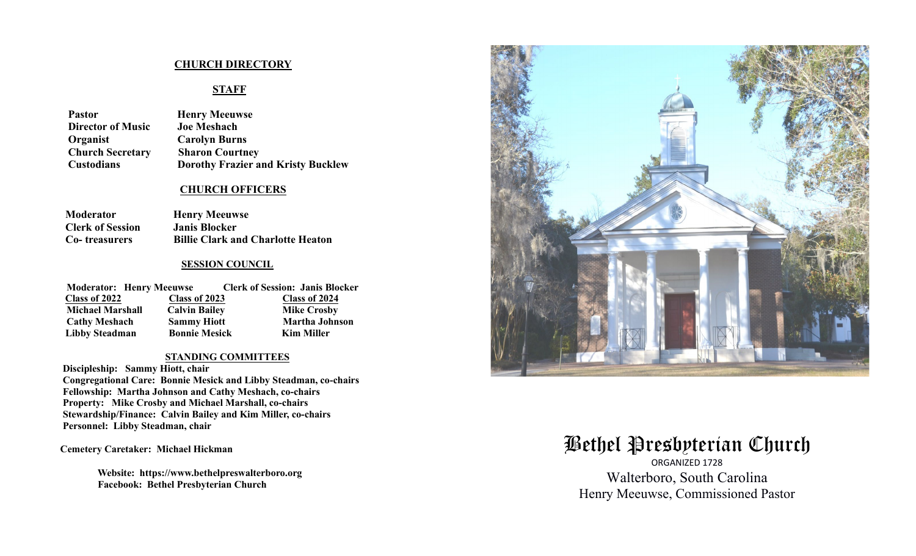# CHURCH DIRECTORY

## STAFF

| | |
|---|---|
| **Pastor** | **Henry Meeuwse** |
| **Director of Music** | **Joe Meshach** |
| **Organist** | **Carolyn Burns** |
| **Church Secretary** | **Sharon Courtney** |
| **Custodians** | **Dorothy Frazier and Kristy Bucklew** |

## CHURCH OFFICERS

| | |
|---|---|
| **Moderator** | **Henry Meeuwse** |
| **Clerk of Session** | **Janis Blocker** |
| **Co- treasurers** | **Billie Clark and Charlotte Heaton** |

## SESSION COUNCIL

**Moderator: Henry Meeuwse** **Clerk of Session: Janis Blocker**

| Class of 2022 | Class of 2023 | Class of 2024 |
|---|---|---|
| **Michael Marshall** | **Calvin Bailey** | **Mike Crosby** |
| **Cathy Meshach** | **Sammy Hiott** | **Martha Johnson** |
| **Libby Steadman** | **Bonnie Mesick** | **Kim Miller** |

## STANDING COMMITTEES

**Discipleship: Sammy Hiott, chair**
**Congregational Care: Bonnie Mesick and Libby Steadman, co-chairs**
**Fellowship: Martha Johnson and Cathy Meshach, co-chairs**
**Property: Mike Crosby and Michael Marshall, co-chairs**
**Stewardship/Finance: Calvin Bailey and Kim Miller, co-chairs**
**Personnel: Libby Steadman, chair**

**Cemetery Caretaker: Michael Hickman**

**Website: https://www.bethelpreswalterboro.org**
**Facebook: Bethel Presbyterian Church**

# Bethel Presbyterian Church

ORGANIZED 1728

Walterboro, South Carolina

Henry Meeuwse, Commissioned Pastor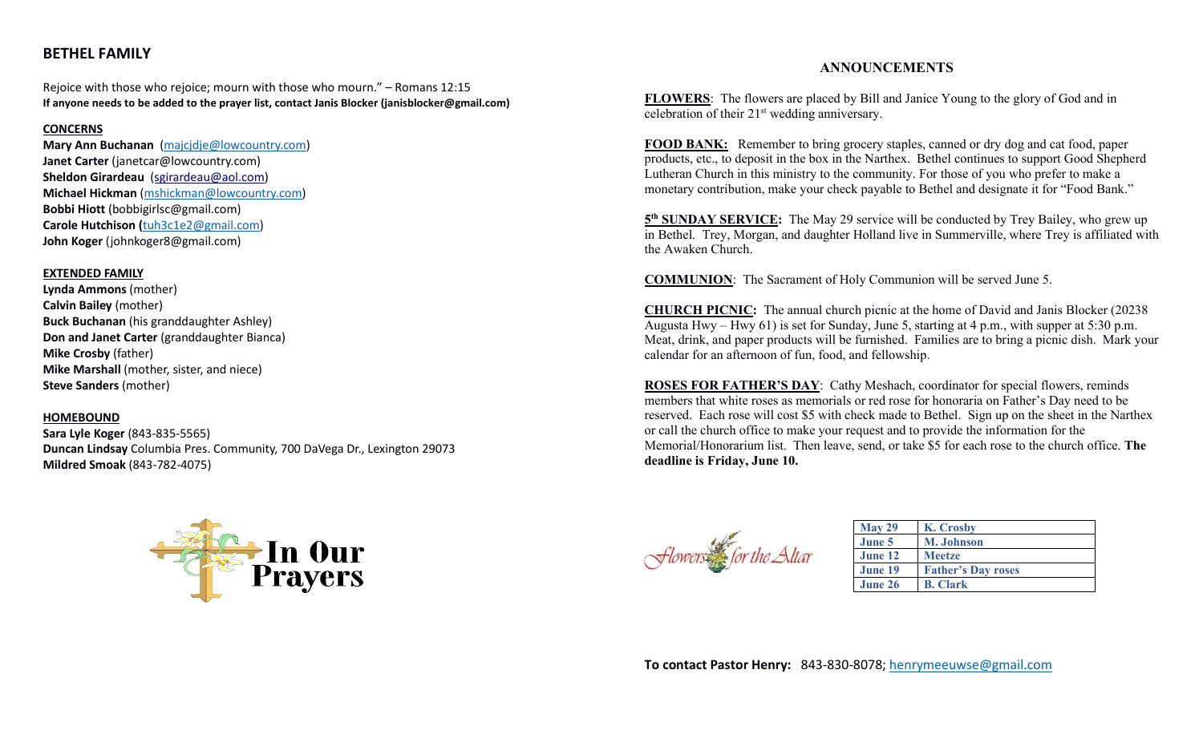## BETHEL FAMILY

Rejoice with those who rejoice; mourn with those who mourn." – Romans 12:15
**If anyone needs to be added to the prayer list, contact Janis Blocker (janisblocker@gmail.com)**

**CONCERNS**

**Mary Ann Buchanan** (majcjdje@lowcountry.com)
**Janet Carter** (janetcar@lowcountry.com)
**Sheldon Girardeau** (sgirardeau@aol.com)
**Michael Hickman** (mshickman@lowcountry.com)
**Bobbi Hiott** (bobbigirlsc@gmail.com)
**Carole Hutchison (**tuh3c1e2@gmail.com)
**John Koger** (johnkoger8@gmail.com)

**EXTENDED FAMILY**

**Lynda Ammons** (mother)
**Calvin Bailey** (mother)
**Buck Buchanan** (his granddaughter Ashley)
**Don and Janet Carter** (granddaughter Bianca)
**Mike Crosby** (father)
**Mike Marshall** (mother, sister, and niece)
**Steve Sanders** (mother)

**HOMEBOUND**

**Sara Lyle Koger** (843-835-5565)
**Duncan Lindsay** Columbia Pres. Community, 700 DaVega Dr., Lexington 29073
**Mildred Smoak** (843-782-4075)

In Our Prayers

## ANNOUNCEMENTS

**FLOWERS**: The flowers are placed by Bill and Janice Young to the glory of God and in celebration of their 21st wedding anniversary.

**FOOD BANK:** Remember to bring grocery staples, canned or dry dog and cat food, paper products, etc., to deposit in the box in the Narthex. Bethel continues to support Good Shepherd Lutheran Church in this ministry to the community. For those of you who prefer to make a monetary contribution, make your check payable to Bethel and designate it for "Food Bank."

**5th SUNDAY SERVICE:** The May 29 service will be conducted by Trey Bailey, who grew up in Bethel. Trey, Morgan, and daughter Holland live in Summerville, where Trey is affiliated with the Awaken Church.

**COMMUNION**: The Sacrament of Holy Communion will be served June 5.

**CHURCH PICNIC:** The annual church picnic at the home of David and Janis Blocker (20238 Augusta Hwy – Hwy 61) is set for Sunday, June 5, starting at 4 p.m., with supper at 5:30 p.m. Meat, drink, and paper products will be furnished. Families are to bring a picnic dish. Mark your calendar for an afternoon of fun, food, and fellowship.

**ROSES FOR FATHER'S DAY**: Cathy Meshach, coordinator for special flowers, reminds members that white roses as memorials or red rose for honoraria on Father's Day need to be reserved. Each rose will cost $5 with check made to Bethel. Sign up on the sheet in the Narthex or call the church office to make your request and to provide the information for the Memorial/Honorarium list. Then leave, send, or take $5 for each rose to the church office. **The deadline is Friday, June 10.**

*Flowers for the Altar*

| | |
|---|---|
| **May 29** | **K. Crosby** |
| **June 5** | **M. Johnson** |
| **June 12** | **Meetze** |
| **June 19** | **Father's Day roses** |
| **June 26** | **B. Clark** |

**To contact Pastor Henry:** 843-830-8078; henrymeeuwse@gmail.com